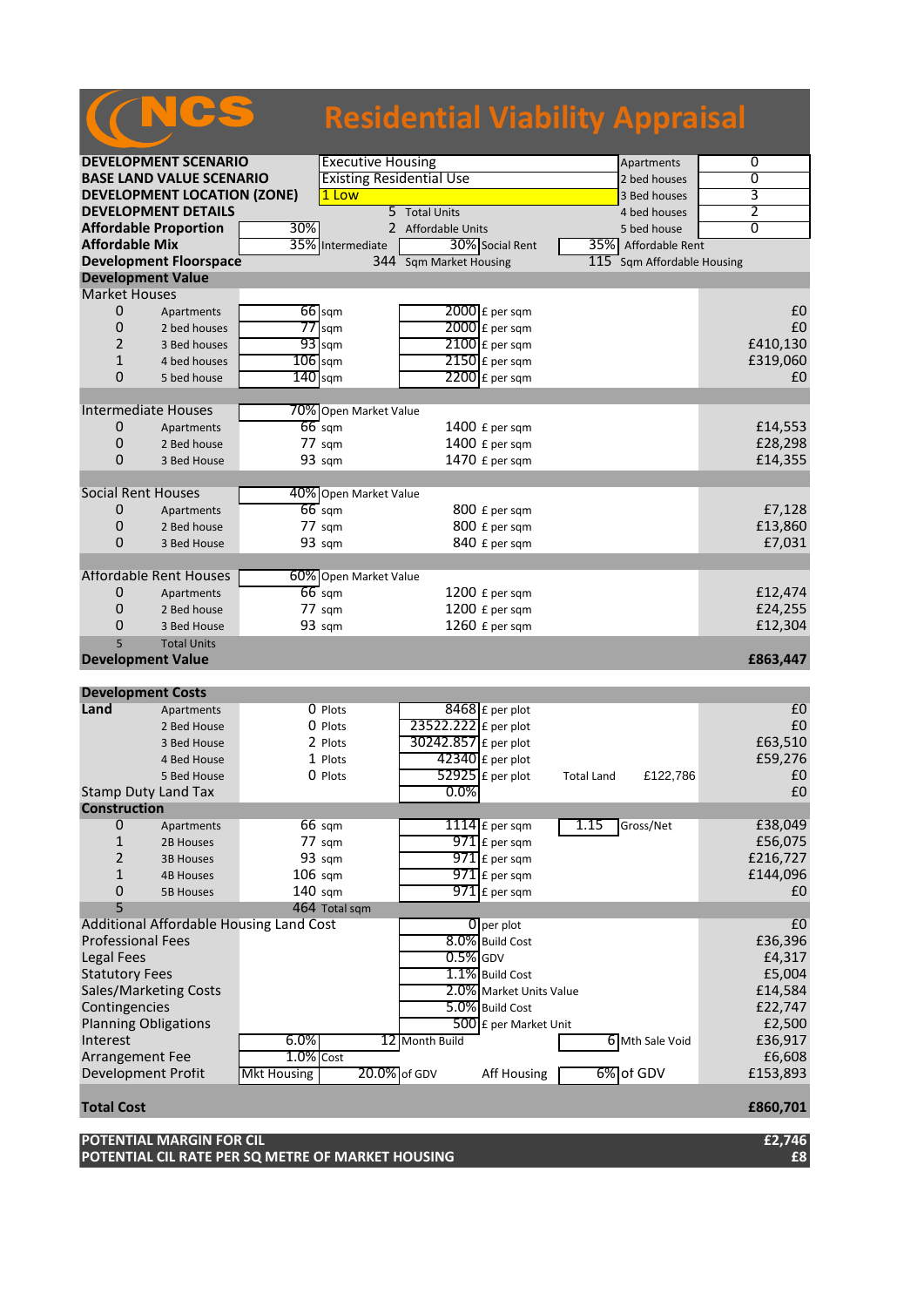# NCS Residential Viability Appraisal

| | | | | | |
|---|---|---|---|---|---|
| **DEVELOPMENT SCENARIO** | Executive Housing | | | Apartments | 0 |
| **BASE LAND VALUE SCENARIO** | Existing Residential Use | | | 2 bed houses | 0 |
| **DEVELOPMENT LOCATION (ZONE)** | 1 Low | | | 3 Bed houses | 3 |
| **DEVELOPMENT DETAILS** | 5 | Total Units | | 4 bed houses | 2 |
| **Affordable Proportion** | 30% | 2 | Affordable Units | 5 bed house | 0 |
| **Affordable Mix** | 35% | Intermediate | 30% Social Rent | 35% | Affordable Rent |
| **Development Floorspace** | 344 | Sqm Market Housing | | 115 | Sqm Affordable Housing |

## Development Value

| | | | | | |
|---|---|---|---|---|---|
| **Market Houses** | | | | | |
| 0 | Apartments | 66 sqm | 2000 £ per sqm | | £0 |
| 0 | 2 bed houses | 77 sqm | 2000 £ per sqm | | £0 |
| 2 | 3 Bed houses | 93 sqm | 2100 £ per sqm | | £410,130 |
| 1 | 4 bed houses | 106 sqm | 2150 £ per sqm | | £319,060 |
| 0 | 5 bed house | 140 sqm | 2200 £ per sqm | | £0 |
| **Intermediate Houses** | | 70% Open Market Value | | | |
| 0 | Apartments | 66 sqm | 1400 £ per sqm | | £14,553 |
| 0 | 2 Bed house | 77 sqm | 1400 £ per sqm | | £28,298 |
| 0 | 3 Bed House | 93 sqm | 1470 £ per sqm | | £14,355 |
| **Social Rent Houses** | | 40% Open Market Value | | | |
| 0 | Apartments | 66 sqm | 800 £ per sqm | | £7,128 |
| 0 | 2 Bed house | 77 sqm | 800 £ per sqm | | £13,860 |
| 0 | 3 Bed House | 93 sqm | 840 £ per sqm | | £7,031 |
| **Affordable Rent Houses** | | 60% Open Market Value | | | |
| 0 | Apartments | 66 sqm | 1200 £ per sqm | | £12,474 |
| 0 | 2 Bed house | 77 sqm | 1200 £ per sqm | | £24,255 |
| 0 | 3 Bed House | 93 sqm | 1260 £ per sqm | | £12,304 |
| 5 | Total Units | | | | |
| **Development Value** | | | | | **£863,447** |

## Development Costs

| | | | | | | |
|---|---|---|---|---|---|---|
| **Land** | Apartments | 0 Plots | 8468 £ per plot | | | £0 |
| | 2 Bed House | 0 Plots | 23522.222 £ per plot | | | £0 |
| | 3 Bed House | 2 Plots | 30242.857 £ per plot | | | £63,510 |
| | 4 Bed House | 1 Plots | 42340 £ per plot | | | £59,276 |
| | 5 Bed House | 0 Plots | 52925 £ per plot | Total Land | £122,786 | £0 |
| Stamp Duty Land Tax | | | 0.0% | | | £0 |
| **Construction** | | | | | | |
| 0 | Apartments | 66 sqm | 1114 £ per sqm | 1.15 | Gross/Net | £38,049 |
| 1 | 2B Houses | 77 sqm | 971 £ per sqm | | | £56,075 |
| 2 | 3B Houses | 93 sqm | 971 £ per sqm | | | £216,727 |
| 1 | 4B Houses | 106 sqm | 971 £ per sqm | | | £144,096 |
| 0 | 5B Houses | 140 sqm | 971 £ per sqm | | | £0 |
| 5 | | 464 Total sqm | | | | |
| Additional Affordable Housing Land Cost | | | 0 per plot | | | £0 |
| Professional Fees | | | 8.0% Build Cost | | | £36,396 |
| Legal Fees | | | 0.5% GDV | | | £4,317 |
| Statutory Fees | | | 1.1% Build Cost | | | £5,004 |
| Sales/Marketing Costs | | | 2.0% Market Units Value | | | £14,584 |
| Contingencies | | | 5.0% Build Cost | | | £22,747 |
| Planning Obligations | | | 500 £ per Market Unit | | | £2,500 |
| Interest | 6.0% | | 12 Month Build | 6 | Mth Sale Void | £36,917 |
| Arrangement Fee | 1.0% | Cost | | | | £6,608 |
| Development Profit | Mkt Housing | 20.0% of GDV | Aff Housing | 6% | of GDV | £153,893 |
| **Total Cost** | | | | | | **£860,701** |

| | |
|---|---|
| **POTENTIAL MARGIN FOR CIL** | **£2,746** |
| **POTENTIAL CIL RATE PER SQ METRE OF MARKET HOUSING** | **£8** |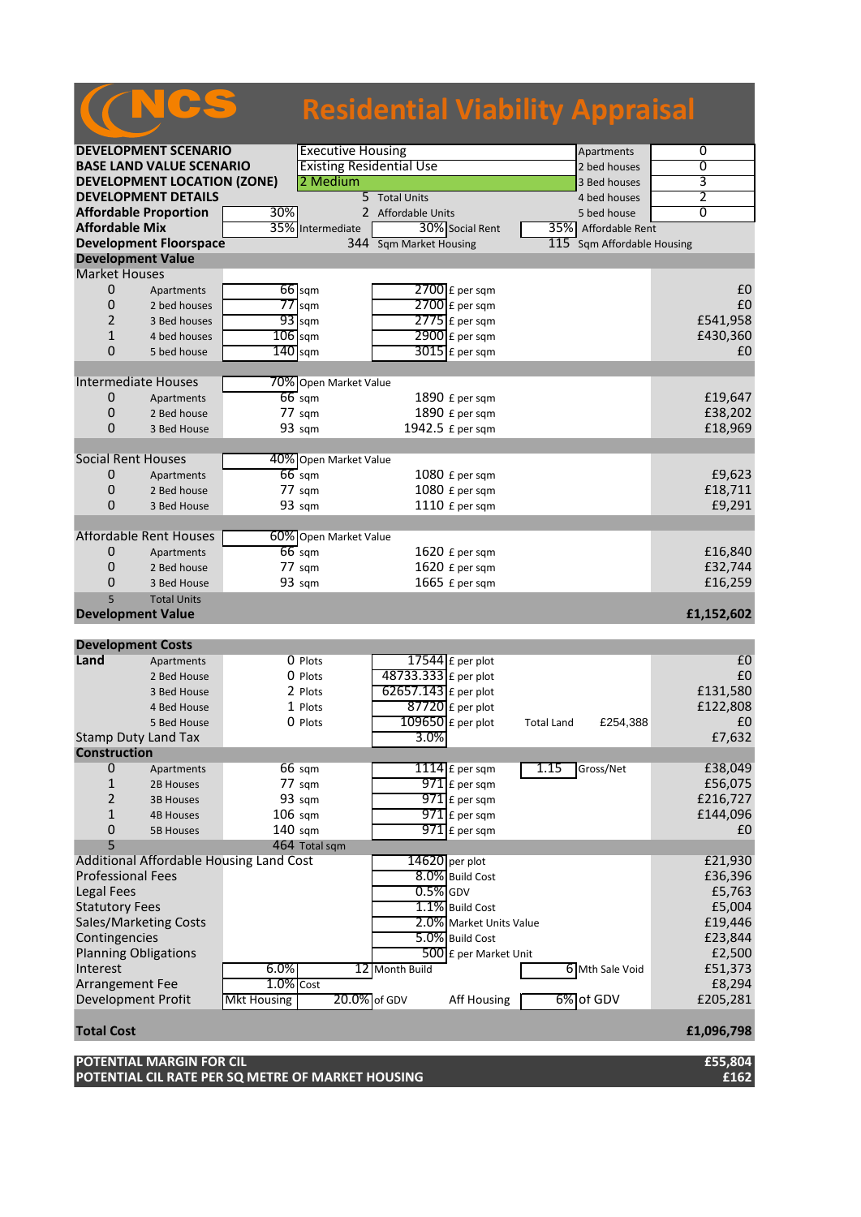# NCS Residential Viability Appraisal

| | | | | | |
|---|---|---|---|---|---|
| **DEVELOPMENT SCENARIO** | | Executive Housing | | Apartments | 0 |
| **BASE LAND VALUE SCENARIO** | | Existing Residential Use | | 2 bed houses | 0 |
| **DEVELOPMENT LOCATION (ZONE)** | | 2 Medium | | 3 Bed houses | 3 |
| **DEVELOPMENT DETAILS** | | 5 Total Units | | 4 bed houses | 2 |
| **Affordable Proportion** | 30% | 2 Affordable Units | | 5 bed house | 0 |
| **Affordable Mix** | 35% Intermediate | 30% Social Rent | | 35% Affordable Rent | |
| **Development Floorspace** | | 344 Sqm Market Housing | | 115 Sqm Affordable Housing | |

## Development Value

| | | | | |
|---|---|---|---|---|
| **Market Houses** | | | | |
| 0 | Apartments | 66 sqm | 2700 £ per sqm | £0 |
| 0 | 2 bed houses | 77 sqm | 2700 £ per sqm | £0 |
| 2 | 3 Bed houses | 93 sqm | 2775 £ per sqm | £541,958 |
| 1 | 4 bed houses | 106 sqm | 2900 £ per sqm | £430,360 |
| 0 | 5 bed house | 140 sqm | 3015 £ per sqm | £0 |
| **Intermediate Houses** | | 70% Open Market Value | | |
| 0 | Apartments | 66 sqm | 1890 £ per sqm | £19,647 |
| 0 | 2 Bed house | 77 sqm | 1890 £ per sqm | £38,202 |
| 0 | 3 Bed House | 93 sqm | 1942.5 £ per sqm | £18,969 |
| **Social Rent Houses** | | 40% Open Market Value | | |
| 0 | Apartments | 66 sqm | 1080 £ per sqm | £9,623 |
| 0 | 2 Bed house | 77 sqm | 1080 £ per sqm | £18,711 |
| 0 | 3 Bed House | 93 sqm | 1110 £ per sqm | £9,291 |
| **Affordable Rent Houses** | | 60% Open Market Value | | |
| 0 | Apartments | 66 sqm | 1620 £ per sqm | £16,840 |
| 0 | 2 Bed house | 77 sqm | 1620 £ per sqm | £32,744 |
| 0 | 3 Bed House | 93 sqm | 1665 £ per sqm | £16,259 |
| 5 | Total Units | | | |
| **Development Value** | | | | **£1,152,602** |

## Development Costs

| | | | | | |
|---|---|---|---|---|---|
| **Land** | Apartments | 0 Plots | 17544 £ per plot | | £0 |
| | 2 Bed House | 0 Plots | 48733.333 £ per plot | | £0 |
| | 3 Bed House | 2 Plots | 62657.143 £ per plot | | £131,580 |
| | 4 Bed House | 1 Plots | 87720 £ per plot | | £122,808 |
| | 5 Bed House | 0 Plots | 109650 £ per plot | Total Land £254,388 | £0 |
| Stamp Duty Land Tax | | | 3.0% | | £7,632 |
| **Construction** | | | | | |
| 0 | Apartments | 66 sqm | 1114 £ per sqm | 1.15 Gross/Net | £38,049 |
| 1 | 2B Houses | 77 sqm | 971 £ per sqm | | £56,075 |
| 2 | 3B Houses | 93 sqm | 971 £ per sqm | | £216,727 |
| 1 | 4B Houses | 106 sqm | 971 £ per sqm | | £144,096 |
| 0 | 5B Houses | 140 sqm | 971 £ per sqm | | £0 |
| 5 | | 464 Total sqm | | | |
| Additional Affordable Housing Land Cost | | | 14620 per plot | | £21,930 |
| Professional Fees | | | 8.0% Build Cost | | £36,396 |
| Legal Fees | | | 0.5% GDV | | £5,763 |
| Statutory Fees | | | 1.1% Build Cost | | £5,004 |
| Sales/Marketing Costs | | | 2.0% Market Units Value | | £19,446 |
| Contingencies | | | 5.0% Build Cost | | £23,844 |
| Planning Obligations | | | 500 £ per Market Unit | | £2,500 |
| Interest | 6.0% | 12 Month Build | | 6 Mth Sale Void | £51,373 |
| Arrangement Fee | 1.0% Cost | | | | £8,294 |
| Development Profit | Mkt Housing | 20.0% of GDV | Aff Housing | 6% of GDV | £205,281 |
| **Total Cost** | | | | | **£1,096,798** |

| | |
|---|---|
| **POTENTIAL MARGIN FOR CIL** | **£55,804** |
| **POTENTIAL CIL RATE PER SQ METRE OF MARKET HOUSING** | **£162** |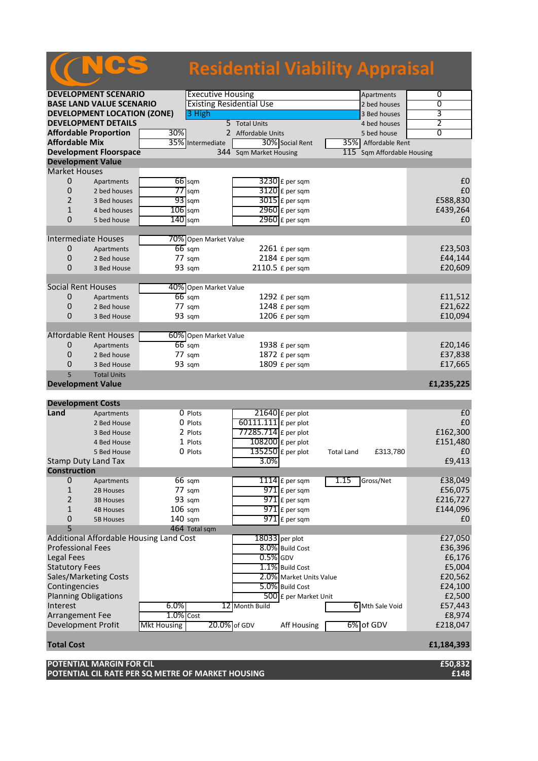# NCS Residential Viability Appraisal

| | | | | | | |
|---|---|---|---|---|---|---|
| **DEVELOPMENT SCENARIO** | | Executive Housing | | | Apartments | 0 |
| **BASE LAND VALUE SCENARIO** | | Existing Residential Use | | | 2 bed houses | 0 |
| **DEVELOPMENT LOCATION (ZONE)** | | 3 High | | | 3 Bed houses | 3 |
| **DEVELOPMENT DETAILS** | | 5 | Total Units | | 4 bed houses | 2 |
| **Affordable Proportion** | 30% | 2 | Affordable Units | | 5 bed house | 0 |
| **Affordable Mix** | 35% | Intermediate | 30% | Social Rent | 35% | Affordable Rent |
| **Development Floorspace** | | 344 | Sqm Market Housing | | 115 | Sqm Affordable Housing |

## Development Value

| | | | | | |
|---|---|---|---|---|---|
| **Market Houses** | | | | | |
| 0 | Apartments | 66 sqm | 3230 | £ per sqm | £0 |
| 0 | 2 bed houses | 77 sqm | 3120 | £ per sqm | £0 |
| 2 | 3 Bed houses | 93 sqm | 3015 | £ per sqm | £588,830 |
| 1 | 4 bed houses | 106 sqm | 2960 | £ per sqm | £439,264 |
| 0 | 5 bed house | 140 sqm | 2960 | £ per sqm | £0 |
| **Intermediate Houses** | | 70% Open Market Value | | | |
| 0 | Apartments | 66 sqm | 2261 | £ per sqm | £23,503 |
| 0 | 2 Bed house | 77 sqm | 2184 | £ per sqm | £44,144 |
| 0 | 3 Bed House | 93 sqm | 2110.5 | £ per sqm | £20,609 |
| **Social Rent Houses** | | 40% Open Market Value | | | |
| 0 | Apartments | 66 sqm | 1292 | £ per sqm | £11,512 |
| 0 | 2 Bed house | 77 sqm | 1248 | £ per sqm | £21,622 |
| 0 | 3 Bed House | 93 sqm | 1206 | £ per sqm | £10,094 |
| **Affordable Rent Houses** | | 60% Open Market Value | | | |
| 0 | Apartments | 66 sqm | 1938 | £ per sqm | £20,146 |
| 0 | 2 Bed house | 77 sqm | 1872 | £ per sqm | £37,838 |
| 0 | 3 Bed House | 93 sqm | 1809 | £ per sqm | £17,665 |
| 5 | Total Units | | | | |
| **Development Value** | | | | | **£1,235,225** |

## Development Costs

| | | | | | | | |
|---|---|---|---|---|---|---|---|
| **Land** | Apartments | 0 Plots | 21640 | £ per plot | | | £0 |
| | 2 Bed House | 0 Plots | 60111.111 | £ per plot | | | £0 |
| | 3 Bed House | 2 Plots | 77285.714 | £ per plot | | | £162,300 |
| | 4 Bed House | 1 Plots | 108200 | £ per plot | | | £151,480 |
| | 5 Bed House | 0 Plots | 135250 | £ per plot | Total Land | £313,780 | £0 |
| Stamp Duty Land Tax | | | 3.0% | | | | £9,413 |
| **Construction** | | | | | | | |
| 0 | Apartments | 66 sqm | 1114 | £ per sqm | 1.15 | Gross/Net | £38,049 |
| 1 | 2B Houses | 77 sqm | 971 | £ per sqm | | | £56,075 |
| 2 | 3B Houses | 93 sqm | 971 | £ per sqm | | | £216,727 |
| 1 | 4B Houses | 106 sqm | 971 | £ per sqm | | | £144,096 |
| 0 | 5B Houses | 140 sqm | 971 | £ per sqm | | | £0 |
| 5 | | 464 Total sqm | | | | | |
| Additional Affordable Housing Land Cost | | | 18033 | per plot | | | £27,050 |
| Professional Fees | | | 8.0% | Build Cost | | | £36,396 |
| Legal Fees | | | 0.5% | GDV | | | £6,176 |
| Statutory Fees | | | 1.1% | Build Cost | | | £5,004 |
| Sales/Marketing Costs | | | 2.0% | Market Units Value | | | £20,562 |
| Contingencies | | | 5.0% | Build Cost | | | £24,100 |
| Planning Obligations | | | 500 | £ per Market Unit | | | £2,500 |
| Interest | 6.0% | 12 | Month Build | | 6 | Mth Sale Void | £57,443 |
| Arrangement Fee | 1.0% | Cost | | | | | £8,974 |
| Development Profit | Mkt Housing | 20.0% | of GDV | Aff Housing | 6% | of GDV | £218,047 |
| **Total Cost** | | | | | | | **£1,184,393** |

| | |
|---|---|
| **POTENTIAL MARGIN FOR CIL** | **£50,832** |
| **POTENTIAL CIL RATE PER SQ METRE OF MARKET HOUSING** | **£148** |